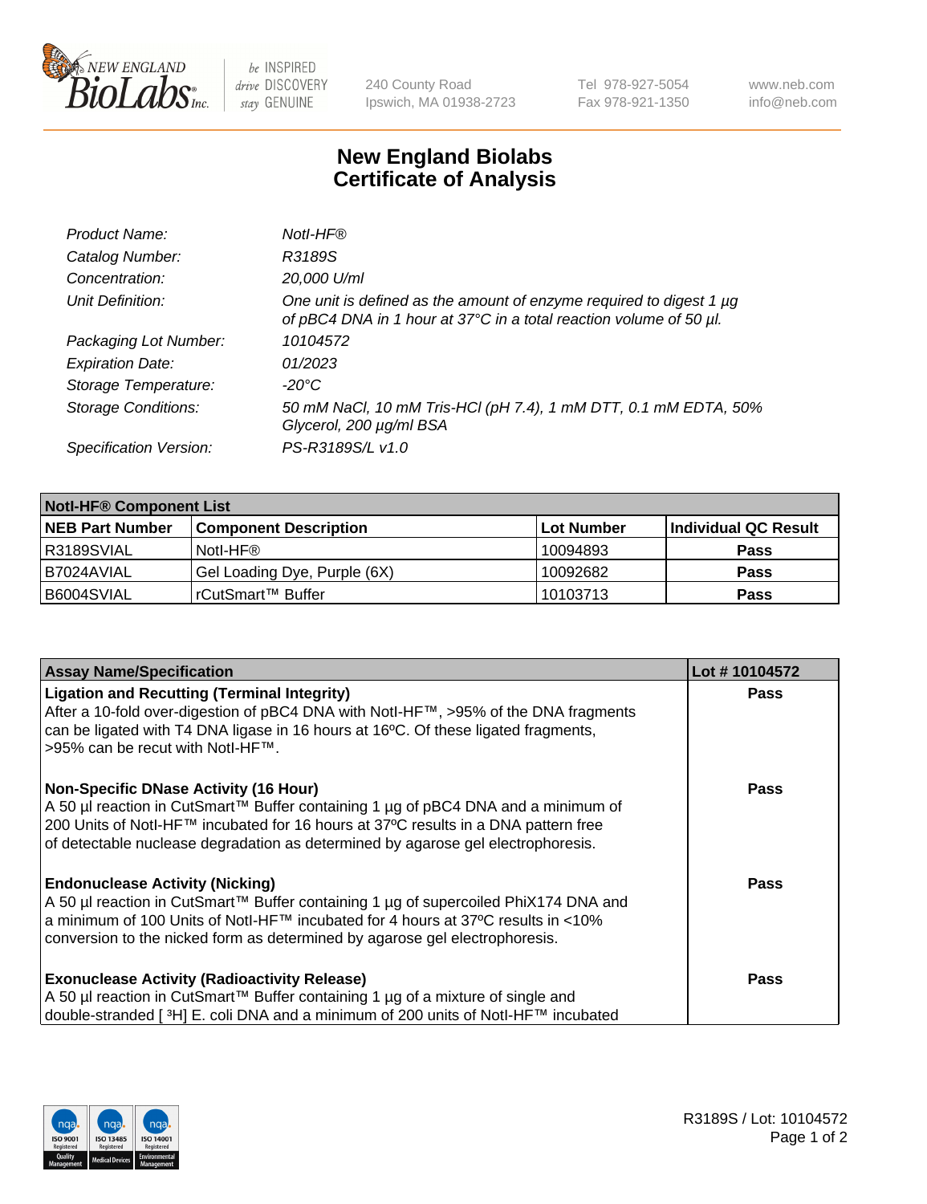# New England Biolabs Certificate of Analysis

| | |
|---|---|
| *Product Name:* | *NotI-HF®* |
| *Catalog Number:* | *R3189S* |
| *Concentration:* | *20,000 U/ml* |
| *Unit Definition:* | *One unit is defined as the amount of enzyme required to digest 1 µg of pBC4 DNA in 1 hour at 37°C in a total reaction volume of 50 µl.* |
| *Packaging Lot Number:* | *10104572* |
| *Expiration Date:* | *01/2023* |
| *Storage Temperature:* | *-20°C* |
| *Storage Conditions:* | *50 mM NaCl, 10 mM Tris-HCl (pH 7.4), 1 mM DTT, 0.1 mM EDTA, 50% Glycerol, 200 µg/ml BSA* |
| *Specification Version:* | *PS-R3189S/L v1.0* |

| NotI-HF® Component List | | | |
|---|---|---|---|
| **NEB Part Number** | **Component Description** | **Lot Number** | **Individual QC Result** |
| R3189SVIAL | NotI-HF® | 10094893 | **Pass** |
| B7024AVIAL | Gel Loading Dye, Purple (6X) | 10092682 | **Pass** |
| B6004SVIAL | rCutSmart™ Buffer | 10103713 | **Pass** |

| Assay Name/Specification | Lot # 10104572 |
|---|---|
| **Ligation and Recutting (Terminal Integrity)**<br>After a 10-fold over-digestion of pBC4 DNA with NotI-HF™, >95% of the DNA fragments can be ligated with T4 DNA ligase in 16 hours at 16ºC. Of these ligated fragments, >95% can be recut with NotI-HF™. | **Pass** |
| **Non-Specific DNase Activity (16 Hour)**<br>A 50 µl reaction in CutSmart™ Buffer containing 1 µg of pBC4 DNA and a minimum of 200 Units of NotI-HF™ incubated for 16 hours at 37ºC results in a DNA pattern free of detectable nuclease degradation as determined by agarose gel electrophoresis. | **Pass** |
| **Endonuclease Activity (Nicking)**<br>A 50 µl reaction in CutSmart™ Buffer containing 1 µg of supercoiled PhiX174 DNA and a minimum of 100 Units of NotI-HF™ incubated for 4 hours at 37ºC results in <10% conversion to the nicked form as determined by agarose gel electrophoresis. | **Pass** |
| **Exonuclease Activity (Radioactivity Release)**<br>A 50 µl reaction in CutSmart™ Buffer containing 1 µg of a mixture of single and double-stranded [ $^{3}$H] E. coli DNA and a minimum of 200 units of NotI-HF™ incubated | **Pass** |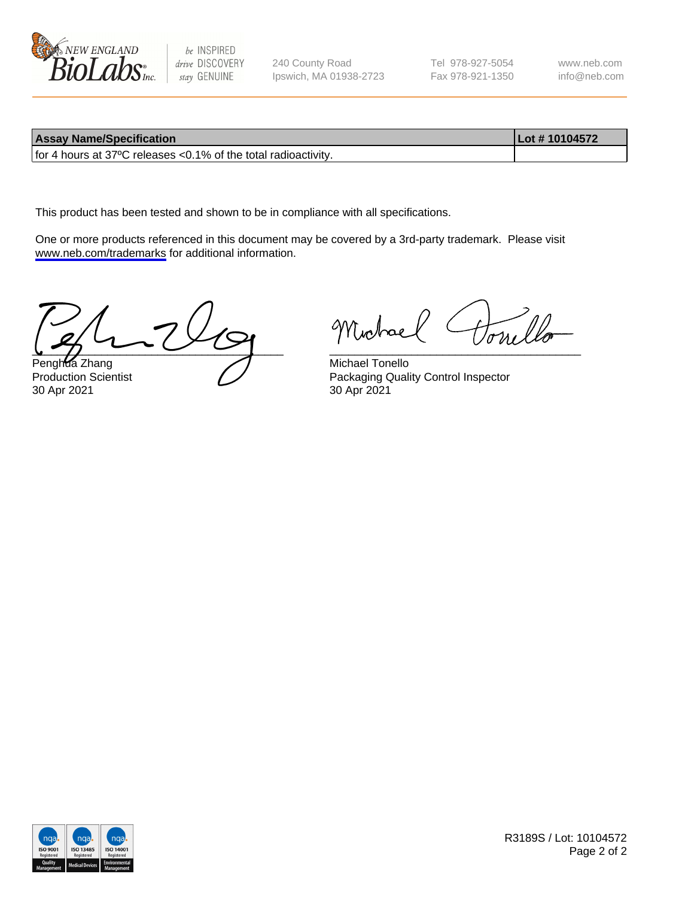NEW ENGLAND BioLabs Inc. — be INSPIRED drive DISCOVERY stay GENUINE

240 County Road
Ipswich, MA 01938-2723

Tel 978-927-5054
Fax 978-921-1350

www.neb.com
info@neb.com

| Assay Name/Specification | Lot # 10104572 |
| --- | --- |
| for 4 hours at 37ºC releases <0.1% of the total radioactivity. | |

This product has been tested and shown to be in compliance with all specifications.

One or more products referenced in this document may be covered by a 3rd-party trademark. Please visit www.neb.com/trademarks for additional information.

Penghua Zhang
Production Scientist
30 Apr 2021

Michael Tonello
Packaging Quality Control Inspector
30 Apr 2021

ISO 9001 Registered Quality Management | ISO 13485 Registered Medical Devices | ISO 14001 Registered Environmental Management

R3189S / Lot: 10104572